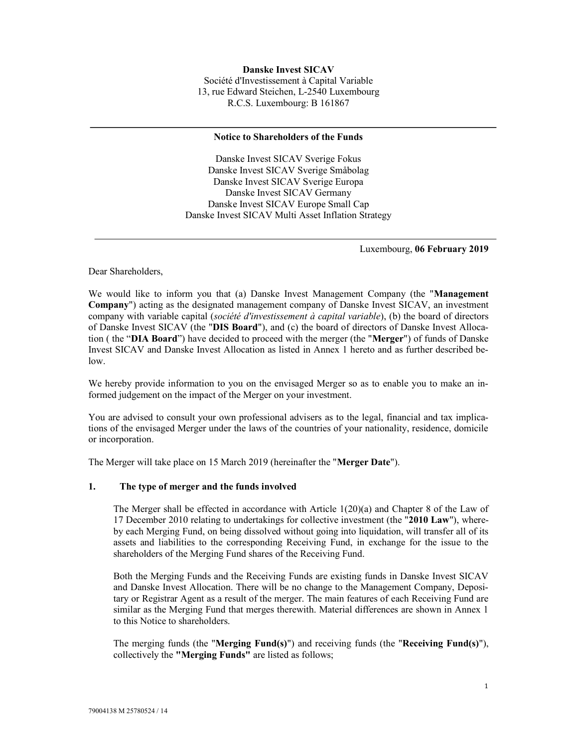**Danske Invest SICAV**
Société d'Investissement à Capital Variable
13, rue Edward Steichen, L-2540 Luxembourg
R.C.S. Luxembourg: B 161867

---

**Notice to Shareholders of the Funds**

Danske Invest SICAV Sverige Fokus
Danske Invest SICAV Sverige Småbolag
Danske Invest SICAV Sverige Europa
Danske Invest SICAV Germany
Danske Invest SICAV Europe Small Cap
Danske Invest SICAV Multi Asset Inflation Strategy

---

Luxembourg, **06 February 2019**

Dear Shareholders,

We would like to inform you that (a) Danske Invest Management Company (the "**Management Company**") acting as the designated management company of Danske Invest SICAV, an investment company with variable capital (*société d'investissement à capital variable*), (b) the board of directors of Danske Invest SICAV (the "**DIS Board**"), and (c) the board of directors of Danske Invest Allocation ( the "**DIA Board**") have decided to proceed with the merger (the "**Merger**") of funds of Danske Invest SICAV and Danske Invest Allocation as listed in Annex 1 hereto and as further described below.

We hereby provide information to you on the envisaged Merger so as to enable you to make an informed judgement on the impact of the Merger on your investment.

You are advised to consult your own professional advisers as to the legal, financial and tax implications of the envisaged Merger under the laws of the countries of your nationality, residence, domicile or incorporation.

The Merger will take place on 15 March 2019 (hereinafter the "**Merger Date**").

## 1. The type of merger and the funds involved

The Merger shall be effected in accordance with Article 1(20)(a) and Chapter 8 of the Law of 17 December 2010 relating to undertakings for collective investment (the "**2010 Law**"), whereby each Merging Fund, on being dissolved without going into liquidation, will transfer all of its assets and liabilities to the corresponding Receiving Fund, in exchange for the issue to the shareholders of the Merging Fund shares of the Receiving Fund.

Both the Merging Funds and the Receiving Funds are existing funds in Danske Invest SICAV and Danske Invest Allocation. There will be no change to the Management Company, Depositary or Registrar Agent as a result of the merger. The main features of each Receiving Fund are similar as the Merging Fund that merges therewith. Material differences are shown in Annex 1 to this Notice to shareholders.

The merging funds (the "**Merging Fund(s)**") and receiving funds (the "**Receiving Fund(s)**"), collectively the **"Merging Funds"** are listed as follows;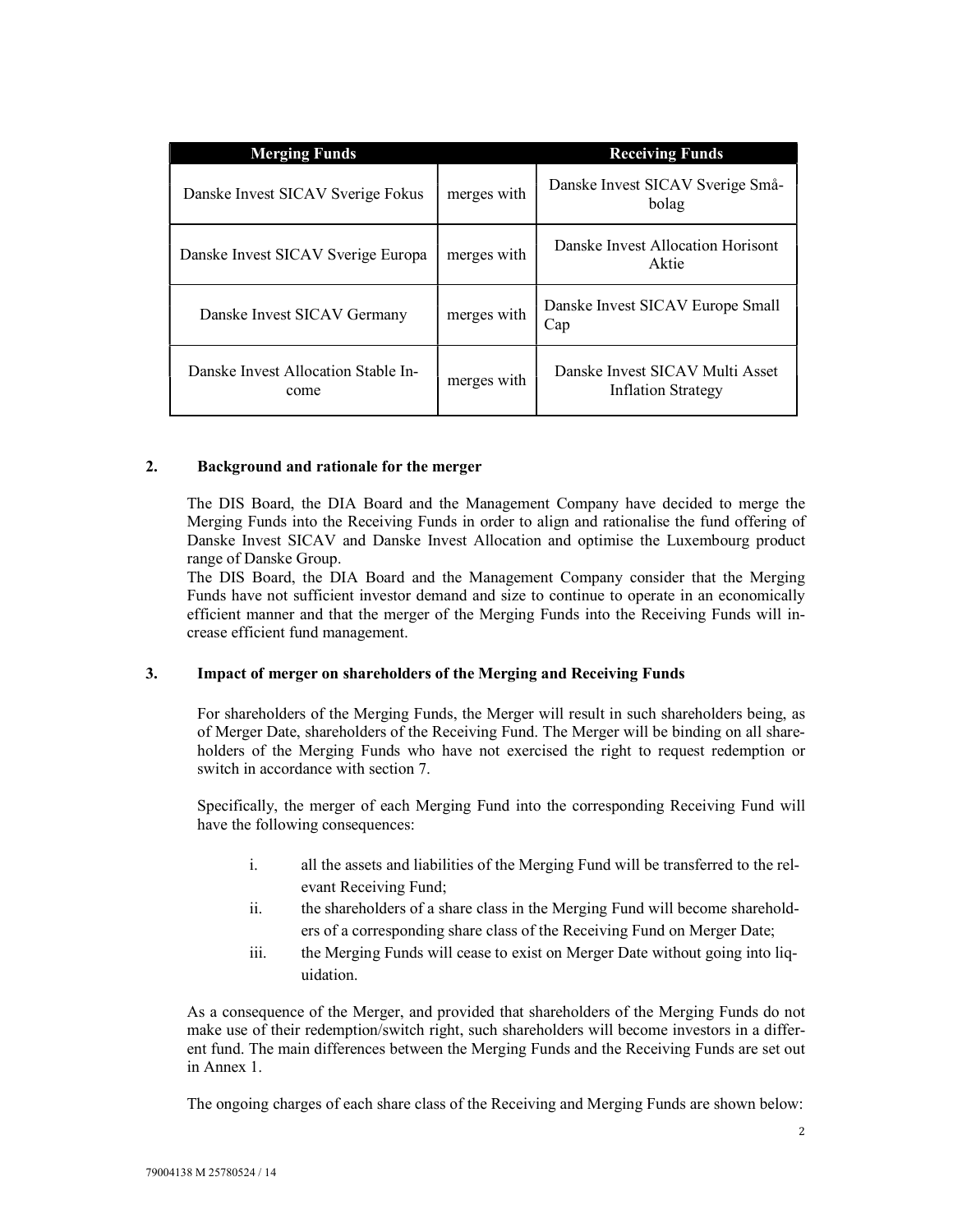| Merging Funds | | Receiving Funds |
|---|---|---|
| Danske Invest SICAV Sverige Fokus | merges with | Danske Invest SICAV Sverige Småbolag |
| Danske Invest SICAV Sverige Europa | merges with | Danske Invest Allocation Horisont Aktie |
| Danske Invest SICAV Germany | merges with | Danske Invest SICAV Europe Small Cap |
| Danske Invest Allocation Stable Income | merges with | Danske Invest SICAV Multi Asset Inflation Strategy |

## 2. Background and rationale for the merger

The DIS Board, the DIA Board and the Management Company have decided to merge the Merging Funds into the Receiving Funds in order to align and rationalise the fund offering of Danske Invest SICAV and Danske Invest Allocation and optimise the Luxembourg product range of Danske Group.

The DIS Board, the DIA Board and the Management Company consider that the Merging Funds have not sufficient investor demand and size to continue to operate in an economically efficient manner and that the merger of the Merging Funds into the Receiving Funds will increase efficient fund management.

## 3. Impact of merger on shareholders of the Merging and Receiving Funds

For shareholders of the Merging Funds, the Merger will result in such shareholders being, as of Merger Date, shareholders of the Receiving Fund. The Merger will be binding on all shareholders of the Merging Funds who have not exercised the right to request redemption or switch in accordance with section 7.

Specifically, the merger of each Merging Fund into the corresponding Receiving Fund will have the following consequences:

i. all the assets and liabilities of the Merging Fund will be transferred to the relevant Receiving Fund;
ii. the shareholders of a share class in the Merging Fund will become shareholders of a corresponding share class of the Receiving Fund on Merger Date;
iii. the Merging Funds will cease to exist on Merger Date without going into liquidation.

As a consequence of the Merger, and provided that shareholders of the Merging Funds do not make use of their redemption/switch right, such shareholders will become investors in a different fund. The main differences between the Merging Funds and the Receiving Funds are set out in Annex 1.

The ongoing charges of each share class of the Receiving and Merging Funds are shown below: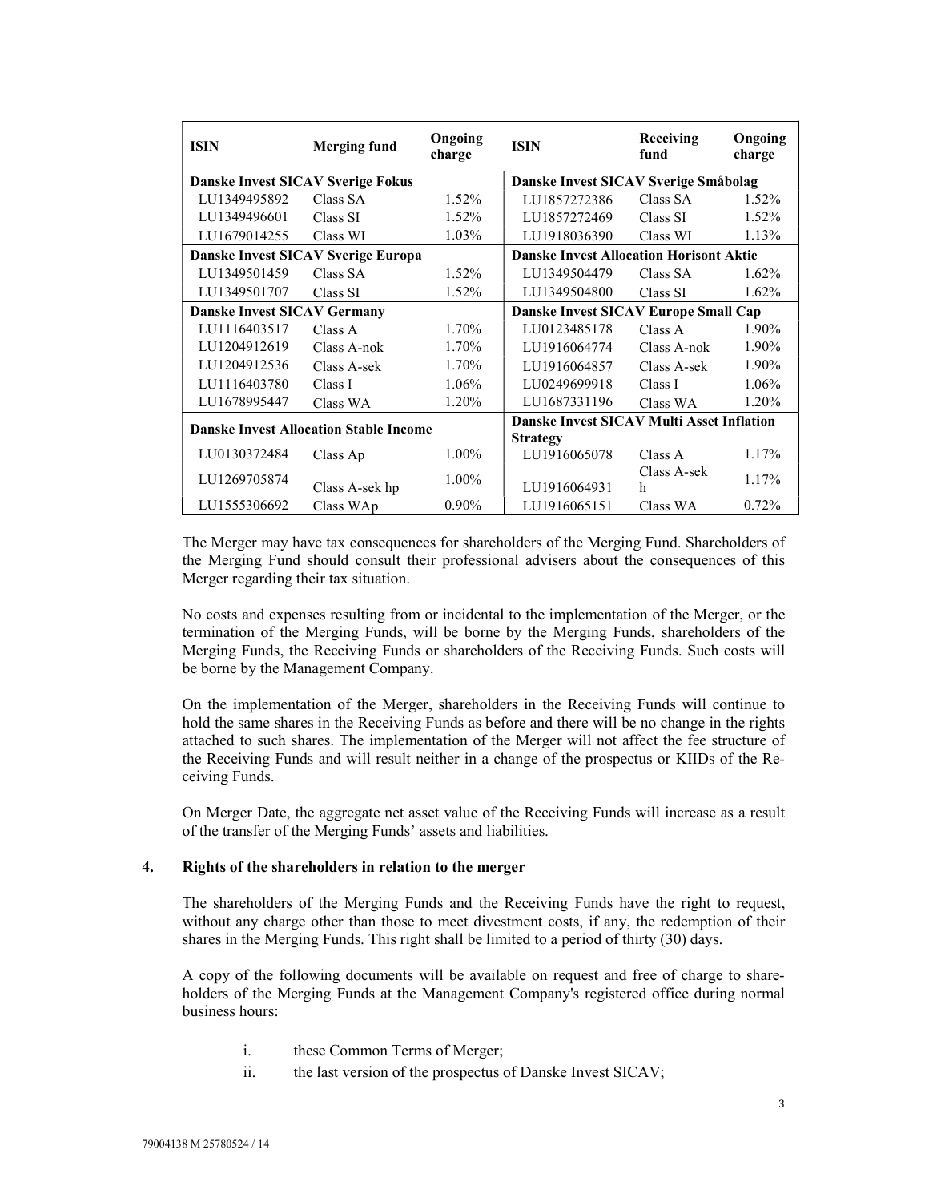| ISIN | Merging fund | Ongoing charge | ISIN | Receiving fund | Ongoing charge |
|---|---|---|---|---|---|
| **Danske Invest SICAV Sverige Fokus** | | | **Danske Invest SICAV Sverige Småbolag** | | |
| LU1349495892 | Class SA | 1.52% | LU1857272386 | Class SA | 1.52% |
| LU1349496601 | Class SI | 1.52% | LU1857272469 | Class SI | 1.52% |
| LU1679014255 | Class WI | 1.03% | LU1918036390 | Class WI | 1.13% |
| **Danske Invest SICAV Sverige Europa** | | | **Danske Invest Allocation Horisont Aktie** | | |
| LU1349501459 | Class SA | 1.52% | LU1349504479 | Class SA | 1.62% |
| LU1349501707 | Class SI | 1.52% | LU1349504800 | Class SI | 1.62% |
| **Danske Invest SICAV Germany** | | | **Danske Invest SICAV Europe Small Cap** | | |
| LU1116403517 | Class A | 1.70% | LU0123485178 | Class A | 1.90% |
| LU1204912619 | Class A-nok | 1.70% | LU1916064774 | Class A-nok | 1.90% |
| LU1204912536 | Class A-sek | 1.70% | LU1916064857 | Class A-sek | 1.90% |
| LU1116403780 | Class I | 1.06% | LU0249699918 | Class I | 1.06% |
| LU1678995447 | Class WA | 1.20% | LU1687331196 | Class WA | 1.20% |
| **Danske Invest Allocation Stable Income** | | | **Danske Invest SICAV Multi Asset Inflation Strategy** | | |
| LU0130372484 | Class Ap | 1.00% | LU1916065078 | Class A | 1.17% |
| LU1269705874 | Class A-sek hp | 1.00% | LU1916064931 | Class A-sek h | 1.17% |
| LU1555306692 | Class WAp | 0.90% | LU1916065151 | Class WA | 0.72% |

The Merger may have tax consequences for shareholders of the Merging Fund. Shareholders of the Merging Fund should consult their professional advisers about the consequences of this Merger regarding their tax situation.

No costs and expenses resulting from or incidental to the implementation of the Merger, or the termination of the Merging Funds, will be borne by the Merging Funds, shareholders of the Merging Funds, the Receiving Funds or shareholders of the Receiving Funds. Such costs will be borne by the Management Company.

On the implementation of the Merger, shareholders in the Receiving Funds will continue to hold the same shares in the Receiving Funds as before and there will be no change in the rights attached to such shares. The implementation of the Merger will not affect the fee structure of the Receiving Funds and will result neither in a change of the prospectus or KIIDs of the Receiving Funds.

On Merger Date, the aggregate net asset value of the Receiving Funds will increase as a result of the transfer of the Merging Funds' assets and liabilities.

## 4. Rights of the shareholders in relation to the merger

The shareholders of the Merging Funds and the Receiving Funds have the right to request, without any charge other than those to meet divestment costs, if any, the redemption of their shares in the Merging Funds. This right shall be limited to a period of thirty (30) days.

A copy of the following documents will be available on request and free of charge to shareholders of the Merging Funds at the Management Company's registered office during normal business hours:

i. these Common Terms of Merger;
ii. the last version of the prospectus of Danske Invest SICAV;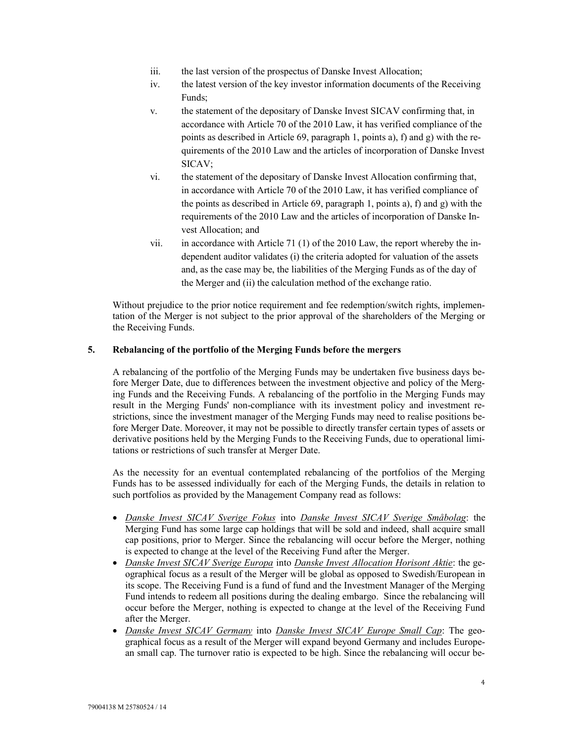iii. the last version of the prospectus of Danske Invest Allocation;
iv. the latest version of the key investor information documents of the Receiving Funds;
v. the statement of the depositary of Danske Invest SICAV confirming that, in accordance with Article 70 of the 2010 Law, it has verified compliance of the points as described in Article 69, paragraph 1, points a), f) and g) with the requirements of the 2010 Law and the articles of incorporation of Danske Invest SICAV;
vi. the statement of the depositary of Danske Invest Allocation confirming that, in accordance with Article 70 of the 2010 Law, it has verified compliance of the points as described in Article 69, paragraph 1, points a), f) and g) with the requirements of the 2010 Law and the articles of incorporation of Danske Invest Allocation; and
vii. in accordance with Article 71 (1) of the 2010 Law, the report whereby the independent auditor validates (i) the criteria adopted for valuation of the assets and, as the case may be, the liabilities of the Merging Funds as of the day of the Merger and (ii) the calculation method of the exchange ratio.

Without prejudice to the prior notice requirement and fee redemption/switch rights, implementation of the Merger is not subject to the prior approval of the shareholders of the Merging or the Receiving Funds.

## 5. Rebalancing of the portfolio of the Merging Funds before the mergers

A rebalancing of the portfolio of the Merging Funds may be undertaken five business days before Merger Date, due to differences between the investment objective and policy of the Merging Funds and the Receiving Funds. A rebalancing of the portfolio in the Merging Funds may result in the Merging Funds' non-compliance with its investment policy and investment restrictions, since the investment manager of the Merging Funds may need to realise positions before Merger Date. Moreover, it may not be possible to directly transfer certain types of assets or derivative positions held by the Merging Funds to the Receiving Funds, due to operational limitations or restrictions of such transfer at Merger Date.

As the necessity for an eventual contemplated rebalancing of the portfolios of the Merging Funds has to be assessed individually for each of the Merging Funds, the details in relation to such portfolios as provided by the Management Company read as follows:

- *Danske Invest SICAV Sverige Fokus* into *Danske Invest SICAV Sverige Småbolag*: the Merging Fund has some large cap holdings that will be sold and indeed, shall acquire small cap positions, prior to Merger. Since the rebalancing will occur before the Merger, nothing is expected to change at the level of the Receiving Fund after the Merger.
- *Danske Invest SICAV Sverige Europa* into *Danske Invest Allocation Horisont Aktie*: the geographical focus as a result of the Merger will be global as opposed to Swedish/European in its scope. The Receiving Fund is a fund of fund and the Investment Manager of the Merging Fund intends to redeem all positions during the dealing embargo. Since the rebalancing will occur before the Merger, nothing is expected to change at the level of the Receiving Fund after the Merger.
- *Danske Invest SICAV Germany* into *Danske Invest SICAV Europe Small Cap*: The geographical focus as a result of the Merger will expand beyond Germany and includes European small cap. The turnover ratio is expected to be high. Since the rebalancing will occur be-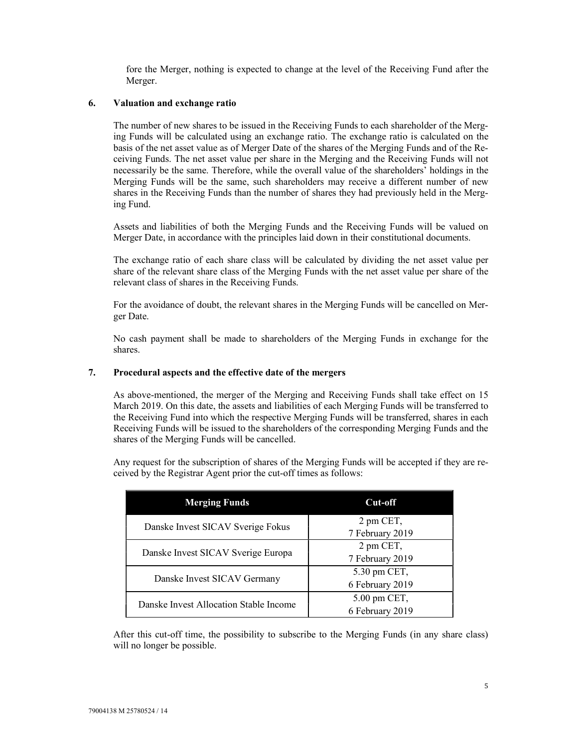fore the Merger, nothing is expected to change at the level of the Receiving Fund after the Merger.

## 6. Valuation and exchange ratio

The number of new shares to be issued in the Receiving Funds to each shareholder of the Merging Funds will be calculated using an exchange ratio. The exchange ratio is calculated on the basis of the net asset value as of Merger Date of the shares of the Merging Funds and of the Receiving Funds. The net asset value per share in the Merging and the Receiving Funds will not necessarily be the same. Therefore, while the overall value of the shareholders' holdings in the Merging Funds will be the same, such shareholders may receive a different number of new shares in the Receiving Funds than the number of shares they had previously held in the Merging Fund.

Assets and liabilities of both the Merging Funds and the Receiving Funds will be valued on Merger Date, in accordance with the principles laid down in their constitutional documents.

The exchange ratio of each share class will be calculated by dividing the net asset value per share of the relevant share class of the Merging Funds with the net asset value per share of the relevant class of shares in the Receiving Funds.

For the avoidance of doubt, the relevant shares in the Merging Funds will be cancelled on Merger Date.

No cash payment shall be made to shareholders of the Merging Funds in exchange for the shares.

## 7. Procedural aspects and the effective date of the mergers

As above-mentioned, the merger of the Merging and Receiving Funds shall take effect on 15 March 2019. On this date, the assets and liabilities of each Merging Funds will be transferred to the Receiving Fund into which the respective Merging Funds will be transferred, shares in each Receiving Funds will be issued to the shareholders of the corresponding Merging Funds and the shares of the Merging Funds will be cancelled.

Any request for the subscription of shares of the Merging Funds will be accepted if they are received by the Registrar Agent prior the cut-off times as follows:

| Merging Funds | Cut-off |
|---|---|
| Danske Invest SICAV Sverige Fokus | 2 pm CET, 7 February 2019 |
| Danske Invest SICAV Sverige Europa | 2 pm CET, 7 February 2019 |
| Danske Invest SICAV Germany | 5.30 pm CET, 6 February 2019 |
| Danske Invest Allocation Stable Income | 5.00 pm CET, 6 February 2019 |

After this cut-off time, the possibility to subscribe to the Merging Funds (in any share class) will no longer be possible.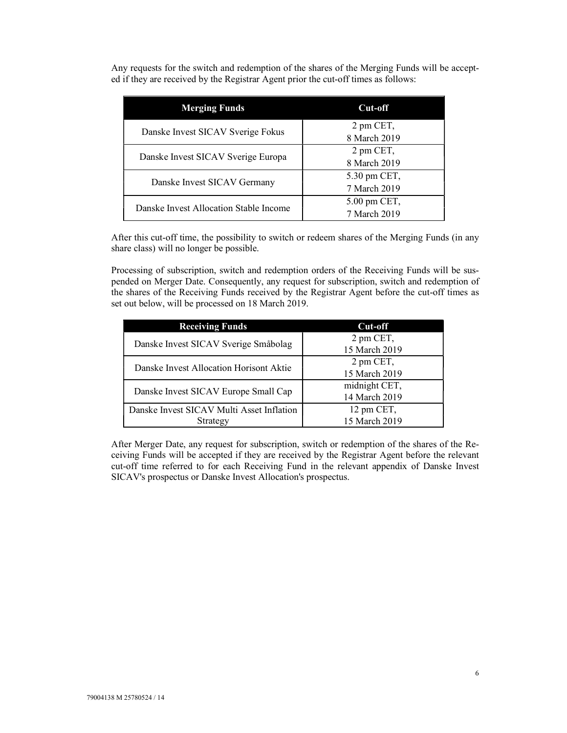Any requests for the switch and redemption of the shares of the Merging Funds will be accepted if they are received by the Registrar Agent prior the cut-off times as follows:

| Merging Funds | Cut-off |
|---|---|
| Danske Invest SICAV Sverige Fokus | 2 pm CET, 8 March 2019 |
| Danske Invest SICAV Sverige Europa | 2 pm CET, 8 March 2019 |
| Danske Invest SICAV Germany | 5.30 pm CET, 7 March 2019 |
| Danske Invest Allocation Stable Income | 5.00 pm CET, 7 March 2019 |

After this cut-off time, the possibility to switch or redeem shares of the Merging Funds (in any share class) will no longer be possible.

Processing of subscription, switch and redemption orders of the Receiving Funds will be suspended on Merger Date. Consequently, any request for subscription, switch and redemption of the shares of the Receiving Funds received by the Registrar Agent before the cut-off times as set out below, will be processed on 18 March 2019.

| Receiving Funds | Cut-off |
|---|---|
| Danske Invest SICAV Sverige Småbolag | 2 pm CET, 15 March 2019 |
| Danske Invest Allocation Horisont Aktie | 2 pm CET, 15 March 2019 |
| Danske Invest SICAV Europe Small Cap | midnight CET, 14 March 2019 |
| Danske Invest SICAV Multi Asset Inflation Strategy | 12 pm CET, 15 March 2019 |

After Merger Date, any request for subscription, switch or redemption of the shares of the Receiving Funds will be accepted if they are received by the Registrar Agent before the relevant cut-off time referred to for each Receiving Fund in the relevant appendix of Danske Invest SICAV's prospectus or Danske Invest Allocation's prospectus.

79004138 M 25780524 / 14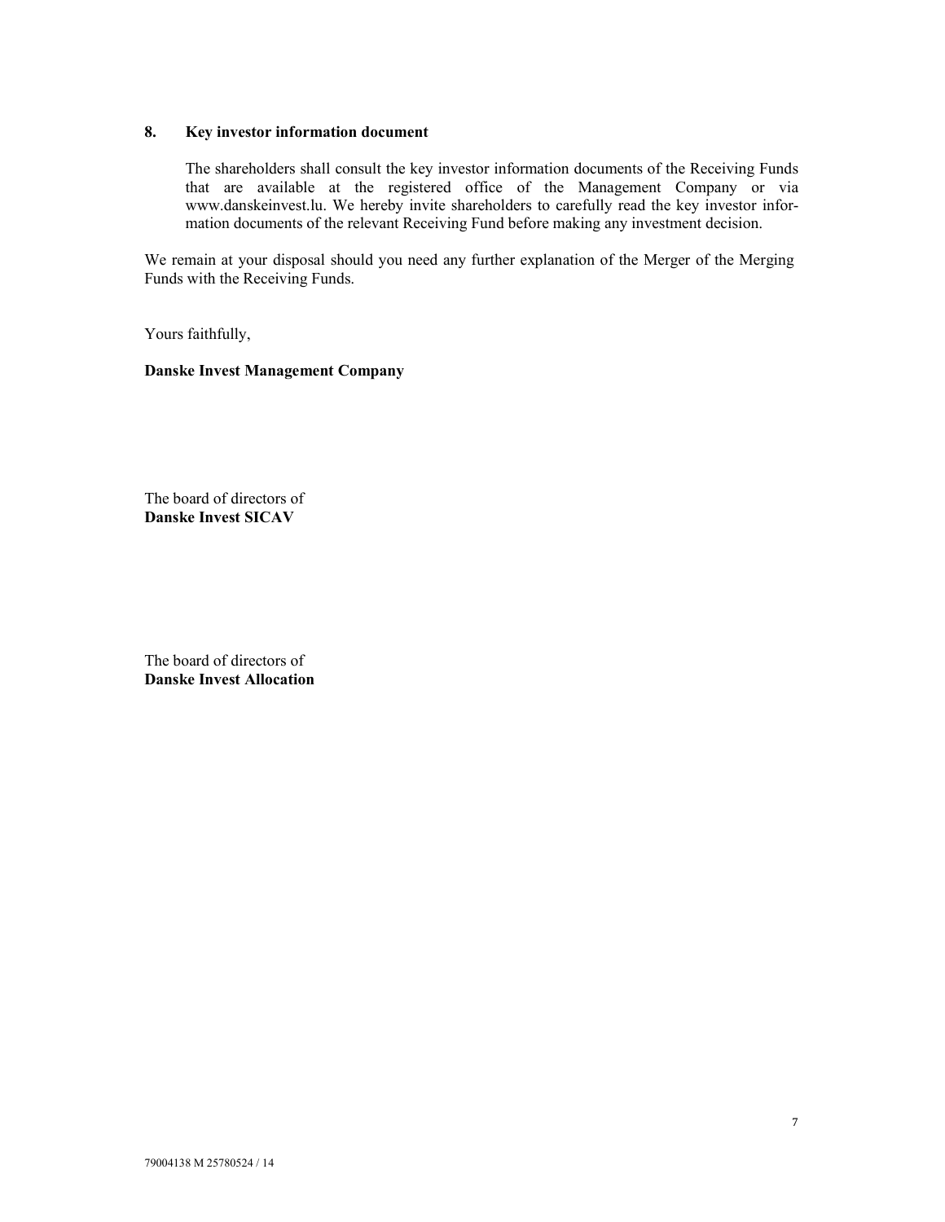## 8. Key investor information document

The shareholders shall consult the key investor information documents of the Receiving Funds that are available at the registered office of the Management Company or via www.danskeinvest.lu. We hereby invite shareholders to carefully read the key investor information documents of the relevant Receiving Fund before making any investment decision.

We remain at your disposal should you need any further explanation of the Merger of the Merging Funds with the Receiving Funds.

Yours faithfully,

**Danske Invest Management Company**

The board of directors of
**Danske Invest SICAV**

The board of directors of
**Danske Invest Allocation**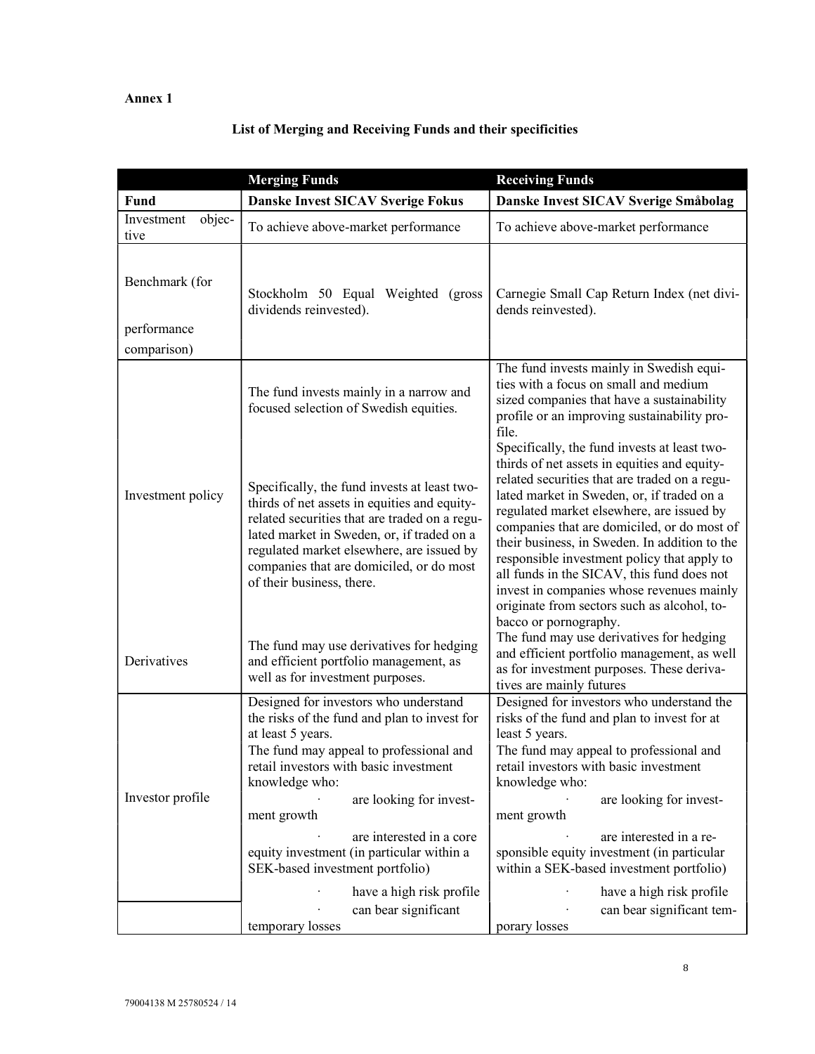**Annex 1**

**List of Merging and Receiving Funds and their specificities**

| | **Merging Funds** | **Receiving Funds** |
|---|---|---|
| **Fund** | **Danske Invest SICAV Sverige Fokus** | **Danske Invest SICAV Sverige Småbolag** |
| Investment objective | To achieve above-market performance | To achieve above-market performance |
| Benchmark (for performance comparison) | Stockholm 50 Equal Weighted (gross dividends reinvested). | Carnegie Small Cap Return Index (net dividends reinvested). |
| Investment policy | The fund invests mainly in a narrow and focused selection of Swedish equities.<br><br>Specifically, the fund invests at least two-thirds of net assets in equities and equity-related securities that are traded on a regulated market in Sweden, or, if traded on a regulated market elsewhere, are issued by companies that are domiciled, or do most of their business, there. | The fund invests mainly in Swedish equities with a focus on small and medium sized companies that have a sustainability profile or an improving sustainability profile.<br>Specifically, the fund invests at least two-thirds of net assets in equities and equity-related securities that are traded on a regulated market in Sweden, or, if traded on a regulated market elsewhere, are issued by companies that are domiciled, or do most of their business, in Sweden. In addition to the responsible investment policy that apply to all funds in the SICAV, this fund does not invest in companies whose revenues mainly originate from sectors such as alcohol, tobacco or pornography. |
| Derivatives | The fund may use derivatives for hedging and efficient portfolio management, as well as for investment purposes. | The fund may use derivatives for hedging and efficient portfolio management, as well as for investment purposes. These derivatives are mainly futures |
| Investor profile | Designed for investors who understand the risks of the fund and plan to invest for at least 5 years.<br>The fund may appeal to professional and retail investors with basic investment knowledge who:<br>· are looking for investment growth<br>· are interested in a core equity investment (in particular within a SEK-based investment portfolio)<br>· have a high risk profile<br>· can bear significant temporary losses | Designed for investors who understand the risks of the fund and plan to invest for at least 5 years.<br>The fund may appeal to professional and retail investors with basic investment knowledge who:<br>· are looking for investment growth<br>· are interested in a responsible equity investment (in particular within a SEK-based investment portfolio)<br>· have a high risk profile<br>· can bear significant temporary losses |

79004138 M 25780524 / 14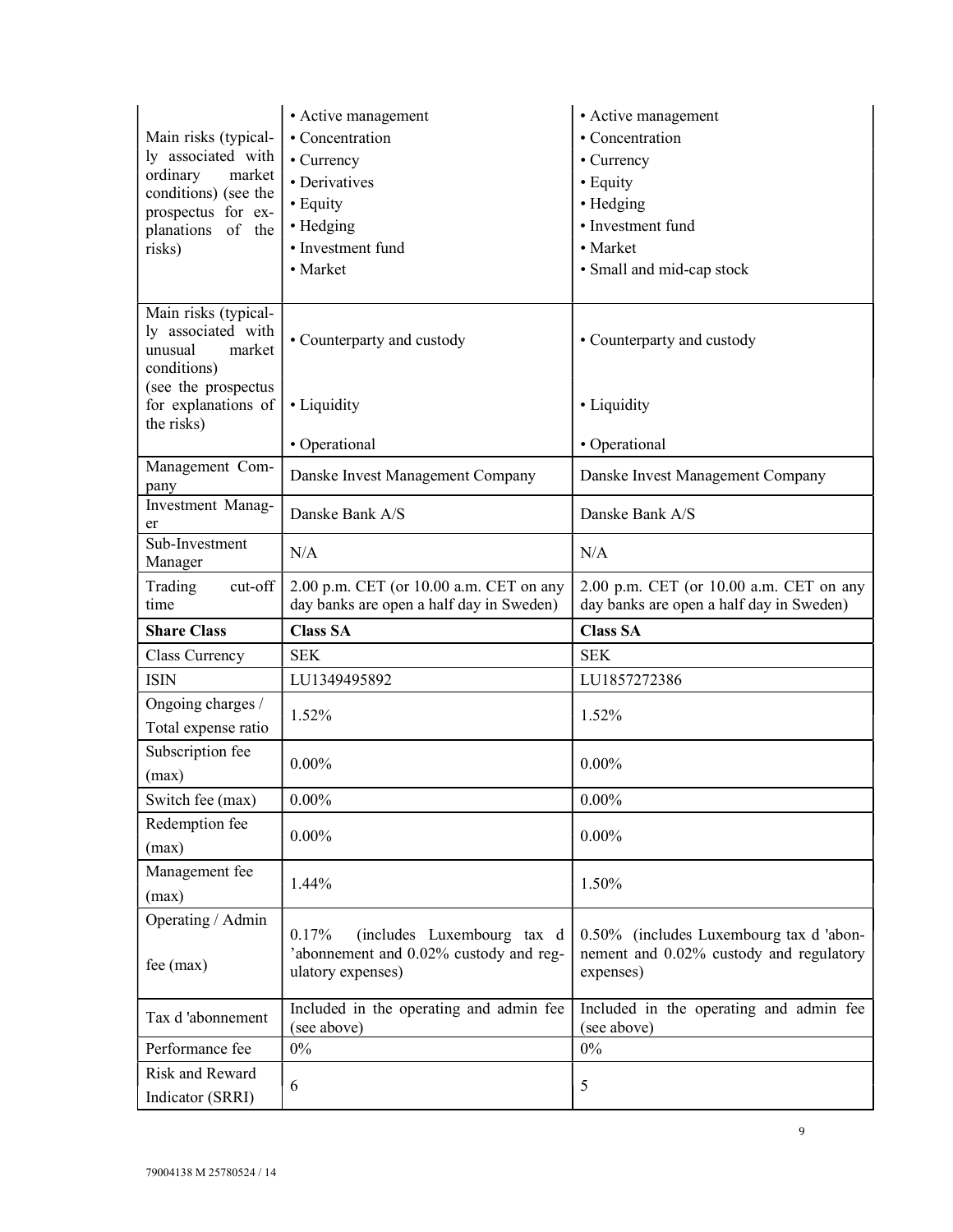| | | |
|---|---|---|
| Main risks (typically associated with ordinary market conditions) (see the prospectus for explanations of the risks) | • Active management<br>• Concentration<br>• Currency<br>• Derivatives<br>• Equity<br>• Hedging<br>• Investment fund<br>• Market | • Active management<br>• Concentration<br>• Currency<br>• Equity<br>• Hedging<br>• Investment fund<br>• Market<br>• Small and mid-cap stock |
| Main risks (typically associated with unusual market conditions) (see the prospectus for explanations of the risks) | • Counterparty and custody<br>• Liquidity<br>• Operational | • Counterparty and custody<br>• Liquidity<br>• Operational |
| Management Company | Danske Invest Management Company | Danske Invest Management Company |
| Investment Manager | Danske Bank A/S | Danske Bank A/S |
| Sub-Investment Manager | N/A | N/A |
| Trading cut-off time | 2.00 p.m. CET (or 10.00 a.m. CET on any day banks are open a half day in Sweden) | 2.00 p.m. CET (or 10.00 a.m. CET on any day banks are open a half day in Sweden) |
| **Share Class** | **Class SA** | **Class SA** |
| Class Currency | SEK | SEK |
| ISIN | LU1349495892 | LU1857272386 |
| Ongoing charges / Total expense ratio | 1.52% | 1.52% |
| Subscription fee (max) | 0.00% | 0.00% |
| Switch fee (max) | 0.00% | 0.00% |
| Redemption fee (max) | 0.00% | 0.00% |
| Management fee (max) | 1.44% | 1.50% |
| Operating / Admin fee (max) | 0.17% (includes Luxembourg tax d 'abonnement and 0.02% custody and regulatory expenses) | 0.50% (includes Luxembourg tax d 'abonnement and 0.02% custody and regulatory expenses) |
| Tax d 'abonnement | Included in the operating and admin fee (see above) | Included in the operating and admin fee (see above) |
| Performance fee | 0% | 0% |
| Risk and Reward Indicator (SRRI) | 6 | 5 |

79004138 M 25780524 / 14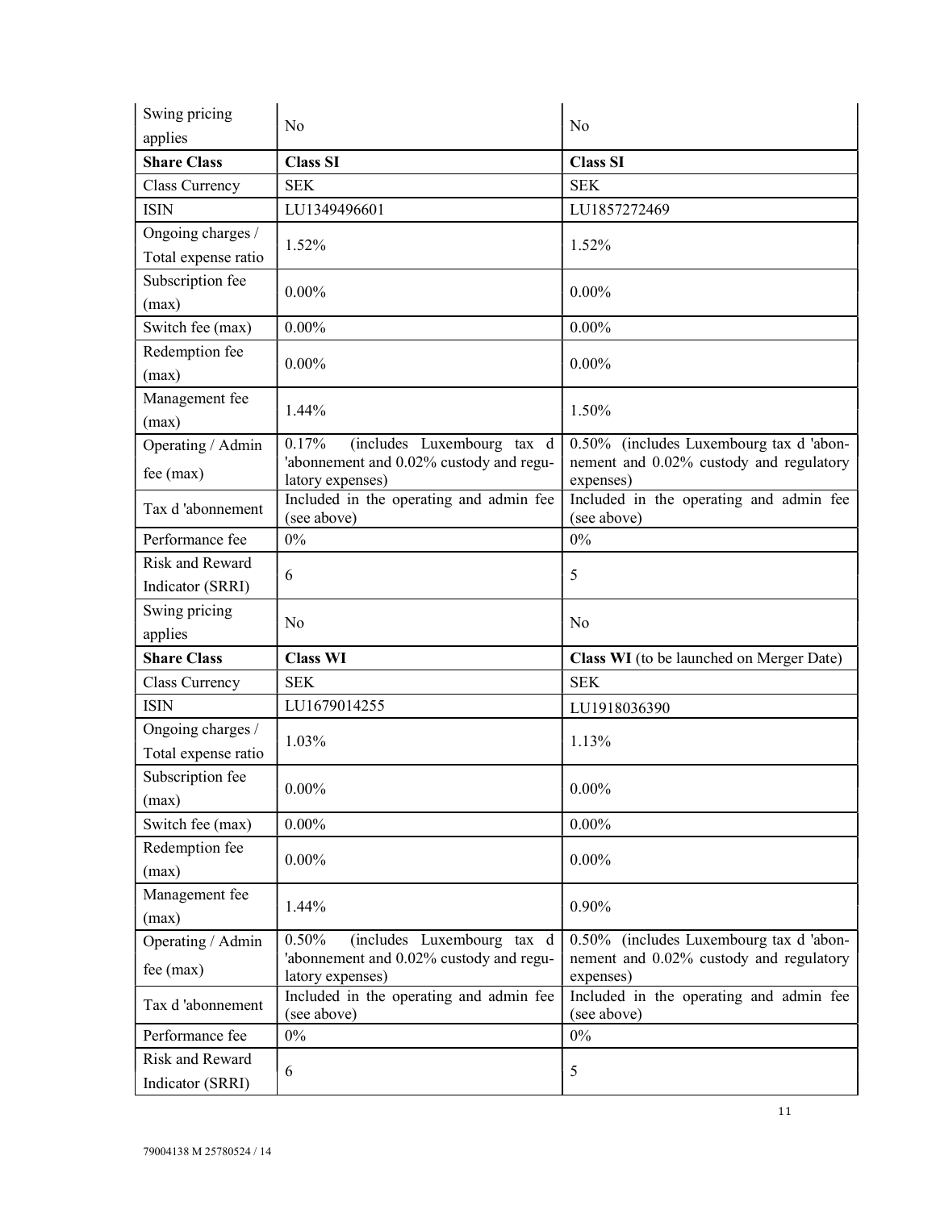| Swing pricing applies | No | No |
|---|---|---|
| **Share Class** | **Class SI** | **Class SI** |
| Class Currency | SEK | SEK |
| ISIN | LU1349496601 | LU1857272469 |
| Ongoing charges / Total expense ratio | 1.52% | 1.52% |
| Subscription fee (max) | 0.00% | 0.00% |
| Switch fee (max) | 0.00% | 0.00% |
| Redemption fee (max) | 0.00% | 0.00% |
| Management fee (max) | 1.44% | 1.50% |
| Operating / Admin fee (max) | 0.17% (includes Luxembourg tax d 'abonnement and 0.02% custody and regulatory expenses) | 0.50% (includes Luxembourg tax d 'abonnement and 0.02% custody and regulatory expenses) |
| Tax d 'abonnement | Included in the operating and admin fee (see above) | Included in the operating and admin fee (see above) |
| Performance fee | 0% | 0% |
| Risk and Reward Indicator (SRRI) | 6 | 5 |
| Swing pricing applies | No | No |
| **Share Class** | **Class WI** | **Class WI** (to be launched on Merger Date) |
| Class Currency | SEK | SEK |
| ISIN | LU1679014255 | LU1918036390 |
| Ongoing charges / Total expense ratio | 1.03% | 1.13% |
| Subscription fee (max) | 0.00% | 0.00% |
| Switch fee (max) | 0.00% | 0.00% |
| Redemption fee (max) | 0.00% | 0.00% |
| Management fee (max) | 1.44% | 0.90% |
| Operating / Admin fee (max) | 0.50% (includes Luxembourg tax d 'abonnement and 0.02% custody and regulatory expenses) | 0.50% (includes Luxembourg tax d 'abonnement and 0.02% custody and regulatory expenses) |
| Tax d 'abonnement | Included in the operating and admin fee (see above) | Included in the operating and admin fee (see above) |
| Performance fee | 0% | 0% |
| Risk and Reward Indicator (SRRI) | 6 | 5 |

79004138 M 25780524 / 14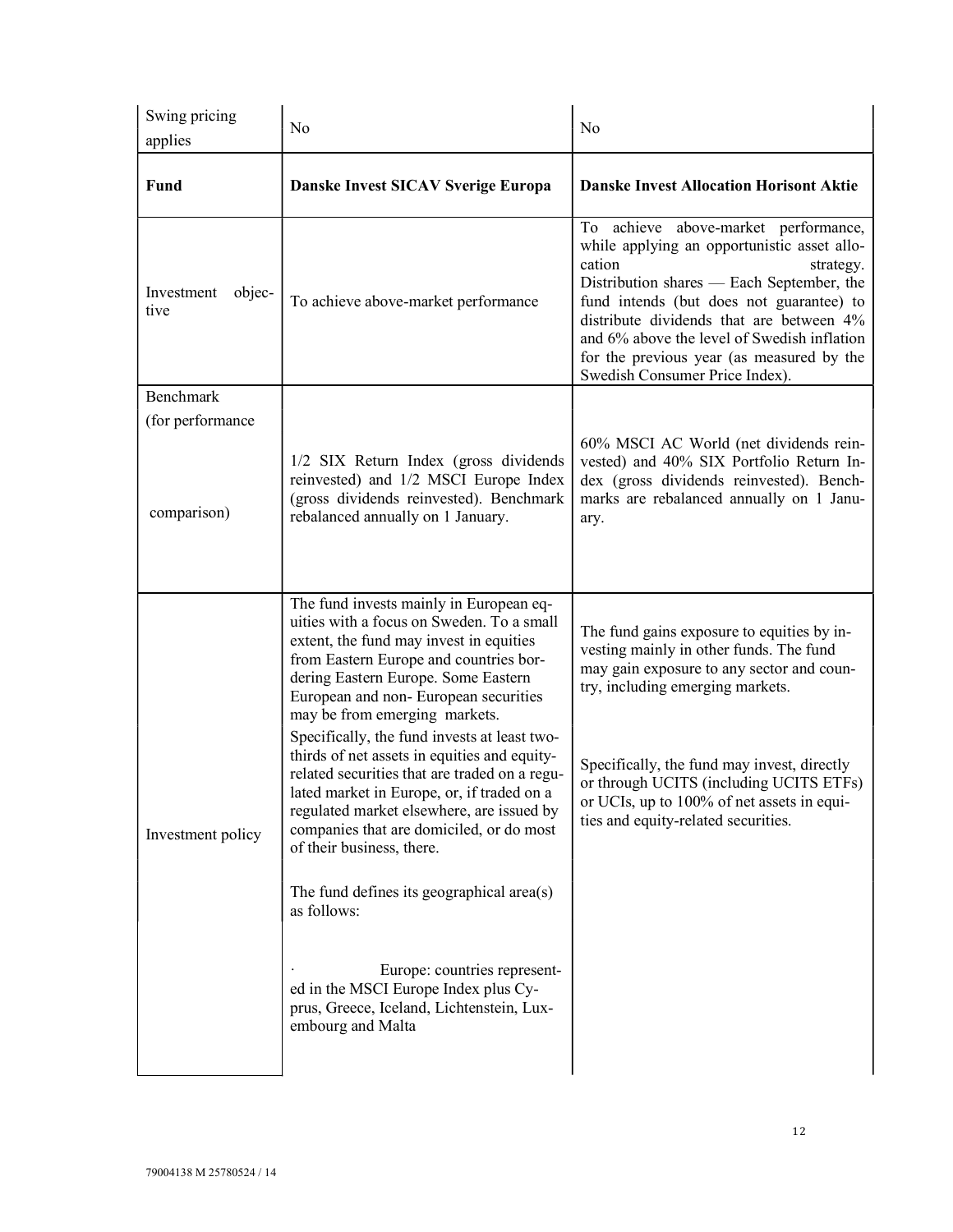| Swing pricing applies | No | No |
|---|---|---|
| **Fund** | **Danske Invest SICAV Sverige Europa** | **Danske Invest Allocation Horisont Aktie** |
| Investment objective | To achieve above-market performance | To achieve above-market performance, while applying an opportunistic asset allocation strategy.<br>Distribution shares — Each September, the fund intends (but does not guarantee) to distribute dividends that are between 4% and 6% above the level of Swedish inflation for the previous year (as measured by the Swedish Consumer Price Index). |
| Benchmark (for performance comparison) | 1/2 SIX Return Index (gross dividends reinvested) and 1/2 MSCI Europe Index (gross dividends reinvested). Benchmark rebalanced annually on 1 January. | 60% MSCI AC World (net dividends reinvested) and 40% SIX Portfolio Return Index (gross dividends reinvested). Benchmarks are rebalanced annually on 1 January. |
| Investment policy | The fund invests mainly in European equities with a focus on Sweden. To a small extent, the fund may invest in equities from Eastern Europe and countries bordering Eastern Europe. Some Eastern European and non- European securities may be from emerging markets.<br>Specifically, the fund invests at least two-thirds of net assets in equities and equity-related securities that are traded on a regulated market in Europe, or, if traded on a regulated market elsewhere, are issued by companies that are domiciled, or do most of their business, there.<br><br>The fund defines its geographical area(s) as follows:<br><br>· Europe: countries represented in the MSCI Europe Index plus Cyprus, Greece, Iceland, Lichtenstein, Luxembourg and Malta | The fund gains exposure to equities by investing mainly in other funds. The fund may gain exposure to any sector and country, including emerging markets.<br><br>Specifically, the fund may invest, directly or through UCITS (including UCITS ETFs) or UCIs, up to 100% of net assets in equities and equity-related securities. |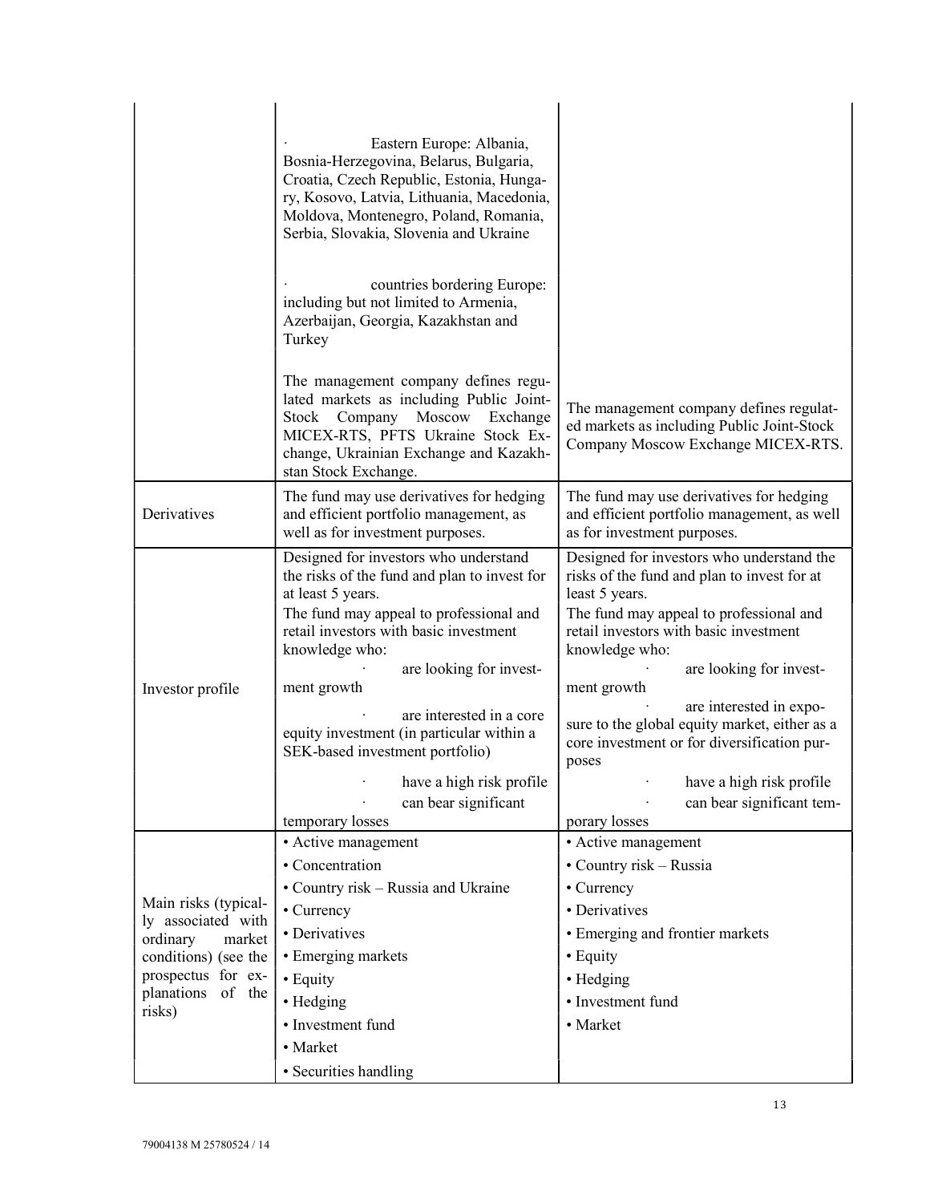| | | |
|---|---|---|
| | · Eastern Europe: Albania, Bosnia-Herzegovina, Belarus, Bulgaria, Croatia, Czech Republic, Estonia, Hungary, Kosovo, Latvia, Lithuania, Macedonia, Moldova, Montenegro, Poland, Romania, Serbia, Slovakia, Slovenia and Ukraine<br><br>· countries bordering Europe: including but not limited to Armenia, Azerbaijan, Georgia, Kazakhstan and Turkey<br><br>The management company defines regulated markets as including Public Joint-Stock Company Moscow Exchange MICEX-RTS, PFTS Ukraine Stock Exchange, Ukrainian Exchange and Kazakhstan Stock Exchange. | The management company defines regulated markets as including Public Joint-Stock Company Moscow Exchange MICEX-RTS. |
| Derivatives | The fund may use derivatives for hedging and efficient portfolio management, as well as for investment purposes. | The fund may use derivatives for hedging and efficient portfolio management, as well as for investment purposes. |
| Investor profile | Designed for investors who understand the risks of the fund and plan to invest for at least 5 years.<br>The fund may appeal to professional and retail investors with basic investment knowledge who:<br>· are looking for investment growth<br>· are interested in a core equity investment (in particular within a SEK-based investment portfolio)<br>· have a high risk profile<br>· can bear significant temporary losses | Designed for investors who understand the risks of the fund and plan to invest for at least 5 years.<br>The fund may appeal to professional and retail investors with basic investment knowledge who:<br>· are looking for investment growth<br>· are interested in exposure to the global equity market, either as a core investment or for diversification purposes<br>· have a high risk profile<br>· can bear significant temporary losses |
| Main risks (typically associated with ordinary market conditions) (see the prospectus for explanations of the risks) | • Active management<br>• Concentration<br>• Country risk – Russia and Ukraine<br>• Currency<br>• Derivatives<br>• Emerging markets<br>• Equity<br>• Hedging<br>• Investment fund<br>• Market<br>• Securities handling | • Active management<br>• Country risk – Russia<br>• Currency<br>• Derivatives<br>• Emerging and frontier markets<br>• Equity<br>• Hedging<br>• Investment fund<br>• Market |

79004138 M 25780524 / 14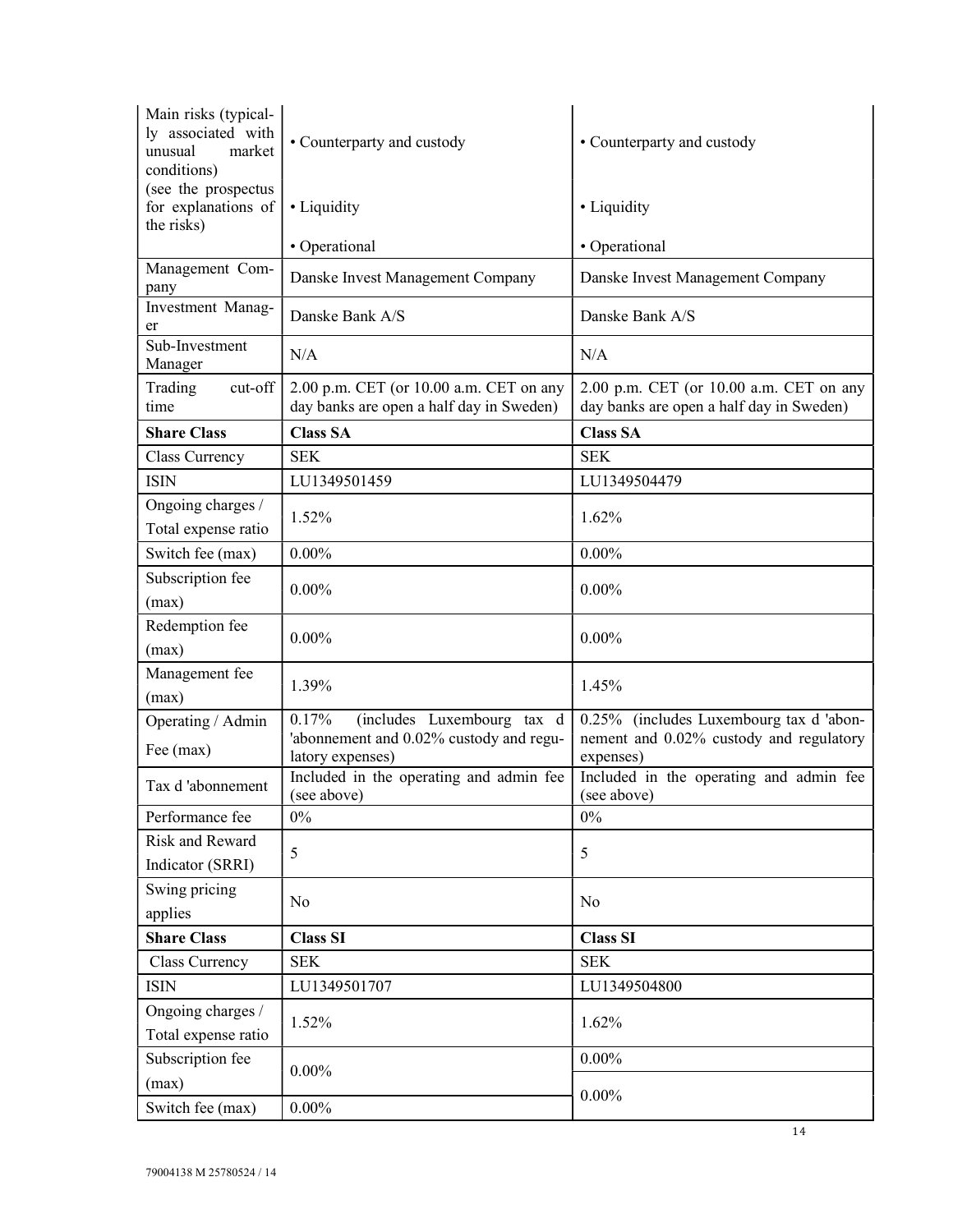| Main risks (typically associated with unusual market conditions) (see the prospectus for explanations of the risks) | • Counterparty and custody<br>• Liquidity<br>• Operational | • Counterparty and custody<br>• Liquidity<br>• Operational |
|---|---|---|
| Management Company | Danske Invest Management Company | Danske Invest Management Company |
| Investment Manager | Danske Bank A/S | Danske Bank A/S |
| Sub-Investment Manager | N/A | N/A |
| Trading cut-off time | 2.00 p.m. CET (or 10.00 a.m. CET on any day banks are open a half day in Sweden) | 2.00 p.m. CET (or 10.00 a.m. CET on any day banks are open a half day in Sweden) |
| **Share Class** | **Class SA** | **Class SA** |
| Class Currency | SEK | SEK |
| ISIN | LU1349501459 | LU1349504479 |
| Ongoing charges / Total expense ratio | 1.52% | 1.62% |
| Switch fee (max) | 0.00% | 0.00% |
| Subscription fee (max) | 0.00% | 0.00% |
| Redemption fee (max) | 0.00% | 0.00% |
| Management fee (max) | 1.39% | 1.45% |
| Operating / Admin Fee (max) | 0.17% (includes Luxembourg tax d 'abonnement and 0.02% custody and regulatory expenses) | 0.25% (includes Luxembourg tax d 'abonnement and 0.02% custody and regulatory expenses) |
| Tax d 'abonnement | Included in the operating and admin fee (see above) | Included in the operating and admin fee (see above) |
| Performance fee | 0% | 0% |
| Risk and Reward Indicator (SRRI) | 5 | 5 |
| Swing pricing applies | No | No |
| **Share Class** | **Class SI** | **Class SI** |
| Class Currency | SEK | SEK |
| ISIN | LU1349501707 | LU1349504800 |
| Ongoing charges / Total expense ratio | 1.52% | 1.62% |
| Subscription fee (max) | 0.00% | 0.00% |
| Switch fee (max) | 0.00% | 0.00% |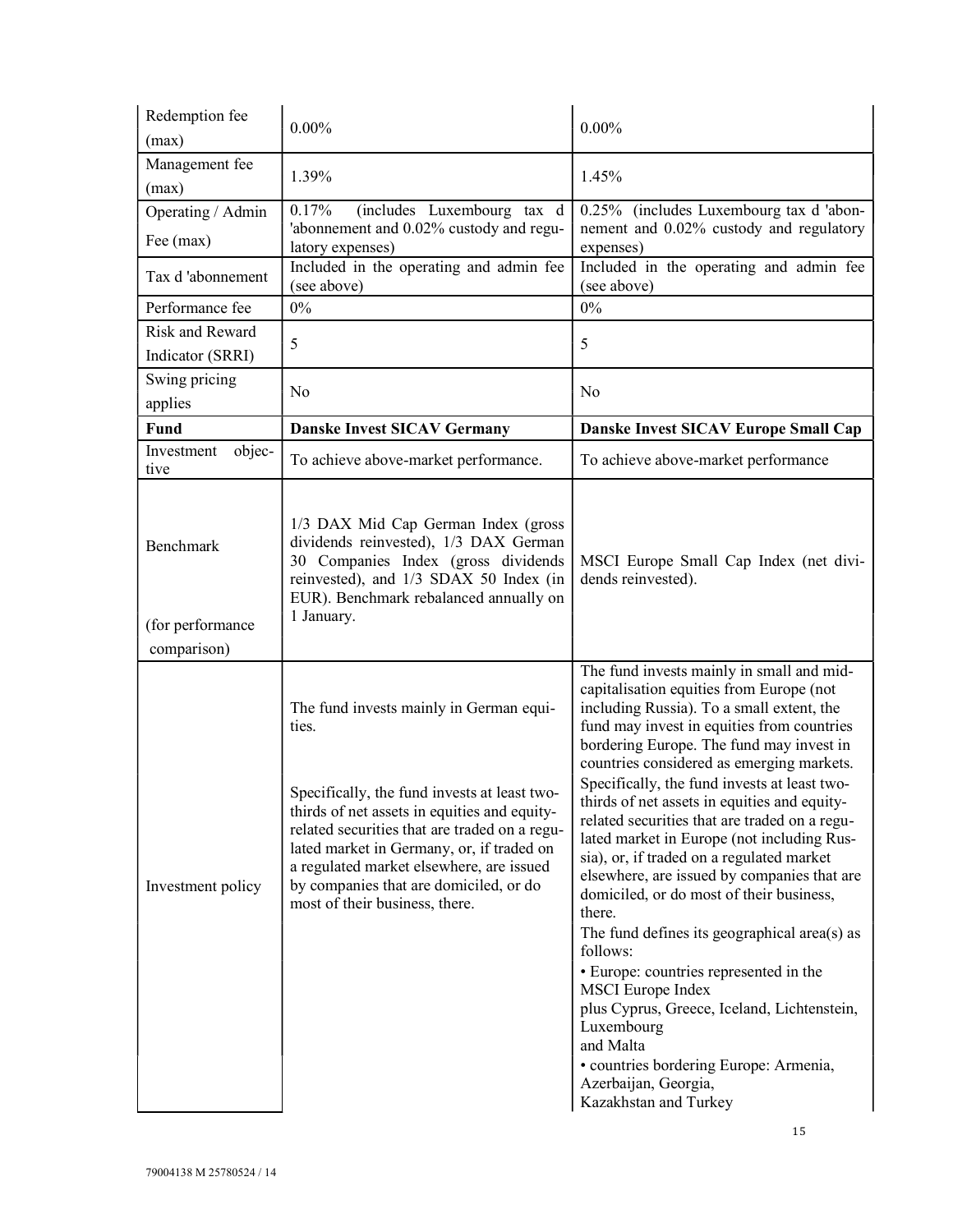| | | |
|---|---|---|
| Redemption fee (max) | 0.00% | 0.00% |
| Management fee (max) | 1.39% | 1.45% |
| Operating / Admin Fee (max) | 0.17% (includes Luxembourg tax d 'abonnement and 0.02% custody and regulatory expenses) | 0.25% (includes Luxembourg tax d 'abonnement and 0.02% custody and regulatory expenses) |
| Tax d 'abonnement | Included in the operating and admin fee (see above) | Included in the operating and admin fee (see above) |
| Performance fee | 0% | 0% |
| Risk and Reward Indicator (SRRI) | 5 | 5 |
| Swing pricing applies | No | No |
| **Fund** | **Danske Invest SICAV Germany** | **Danske Invest SICAV Europe Small Cap** |
| Investment objective | To achieve above-market performance. | To achieve above-market performance |
| Benchmark (for performance comparison) | 1/3 DAX Mid Cap German Index (gross dividends reinvested), 1/3 DAX German 30 Companies Index (gross dividends reinvested), and 1/3 SDAX 50 Index (in EUR). Benchmark rebalanced annually on 1 January. | MSCI Europe Small Cap Index (net dividends reinvested). |
| Investment policy | The fund invests mainly in German equities.<br><br>Specifically, the fund invests at least two-thirds of net assets in equities and equity-related securities that are traded on a regulated market in Germany, or, if traded on a regulated market elsewhere, are issued by companies that are domiciled, or do most of their business, there. | The fund invests mainly in small and mid-capitalisation equities from Europe (not including Russia). To a small extent, the fund may invest in equities from countries bordering Europe. The fund may invest in countries considered as emerging markets.<br>Specifically, the fund invests at least two-thirds of net assets in equities and equity-related securities that are traded on a regulated market in Europe (not including Russia), or, if traded on a regulated market elsewhere, are issued by companies that are domiciled, or do most of their business, there.<br>The fund defines its geographical area(s) as follows:<br>• Europe: countries represented in the MSCI Europe Index plus Cyprus, Greece, Iceland, Lichtenstein, Luxembourg and Malta<br>• countries bordering Europe: Armenia, Azerbaijan, Georgia, Kazakhstan and Turkey |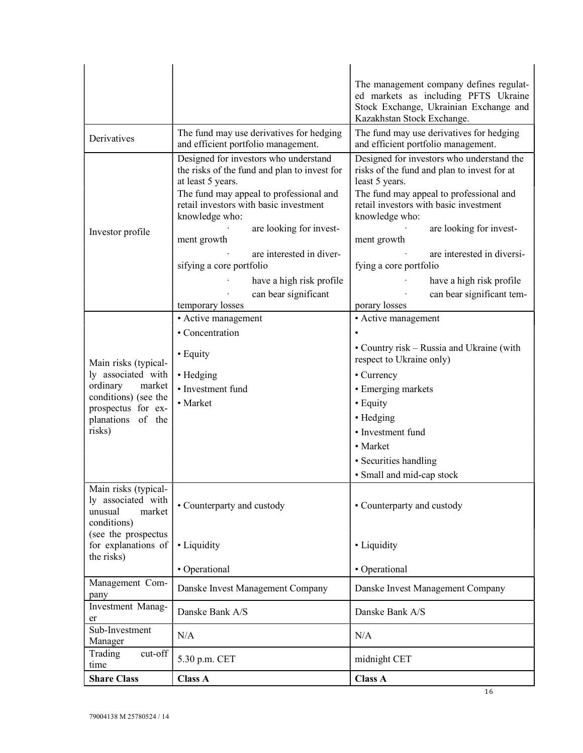| | | |
|---|---|---|
| | | The management company defines regulated markets as including PFTS Ukraine Stock Exchange, Ukrainian Exchange and Kazakhstan Stock Exchange. |
| Derivatives | The fund may use derivatives for hedging and efficient portfolio management. | The fund may use derivatives for hedging and efficient portfolio management. |
| Investor profile | Designed for investors who understand the risks of the fund and plan to invest for at least 5 years.<br>The fund may appeal to professional and retail investors with basic investment knowledge who:<br>· are looking for investment growth<br>· are interested in diversifying a core portfolio<br>· have a high risk profile<br>· can bear significant temporary losses | Designed for investors who understand the risks of the fund and plan to invest for at least 5 years.<br>The fund may appeal to professional and retail investors with basic investment knowledge who:<br>· are looking for investment growth<br>· are interested in diversifying a core portfolio<br>· have a high risk profile<br>· can bear significant temporary losses |
| Main risks (typically associated with ordinary market conditions) (see the prospectus for explanations of the risks) | • Active management<br>• Concentration<br>• Equity<br>• Hedging<br>• Investment fund<br>• Market | • Active management<br>•<br>• Country risk – Russia and Ukraine (with respect to Ukraine only)<br>• Currency<br>• Emerging markets<br>• Equity<br>• Hedging<br>• Investment fund<br>• Market<br>• Securities handling<br>• Small and mid-cap stock |
| Main risks (typically associated with unusual market conditions) (see the prospectus for explanations of the risks) | • Counterparty and custody<br>• Liquidity<br>• Operational | • Counterparty and custody<br>• Liquidity<br>• Operational |
| Management Company | Danske Invest Management Company | Danske Invest Management Company |
| Investment Manager | Danske Bank A/S | Danske Bank A/S |
| Sub-Investment Manager | N/A | N/A |
| Trading cut-off time | 5.30 p.m. CET | midnight CET |
| **Share Class** | **Class A** | **Class A** |

79004138 M 25780524 / 14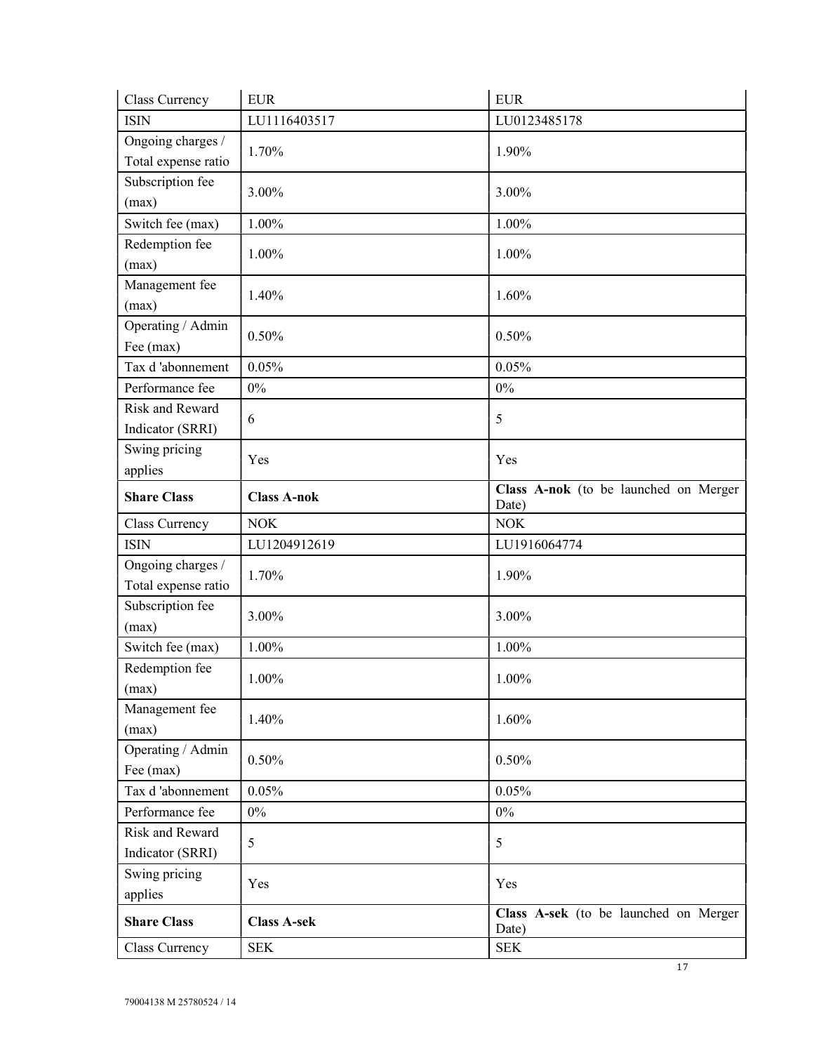| Class Currency | EUR | EUR |
|---|---|---|
| ISIN | LU1116403517 | LU0123485178 |
| Ongoing charges / Total expense ratio | 1.70% | 1.90% |
| Subscription fee (max) | 3.00% | 3.00% |
| Switch fee (max) | 1.00% | 1.00% |
| Redemption fee (max) | 1.00% | 1.00% |
| Management fee (max) | 1.40% | 1.60% |
| Operating / Admin Fee (max) | 0.50% | 0.50% |
| Tax d 'abonnement | 0.05% | 0.05% |
| Performance fee | 0% | 0% |
| Risk and Reward Indicator (SRRI) | 6 | 5 |
| Swing pricing applies | Yes | Yes |
| **Share Class** | **Class A-nok** | **Class A-nok** (to be launched on Merger Date) |
| Class Currency | NOK | NOK |
| ISIN | LU1204912619 | LU1916064774 |
| Ongoing charges / Total expense ratio | 1.70% | 1.90% |
| Subscription fee (max) | 3.00% | 3.00% |
| Switch fee (max) | 1.00% | 1.00% |
| Redemption fee (max) | 1.00% | 1.00% |
| Management fee (max) | 1.40% | 1.60% |
| Operating / Admin Fee (max) | 0.50% | 0.50% |
| Tax d 'abonnement | 0.05% | 0.05% |
| Performance fee | 0% | 0% |
| Risk and Reward Indicator (SRRI) | 5 | 5 |
| Swing pricing applies | Yes | Yes |
| **Share Class** | **Class A-sek** | **Class A-sek** (to be launched on Merger Date) |
| Class Currency | SEK | SEK |

79004138 M 25780524 / 14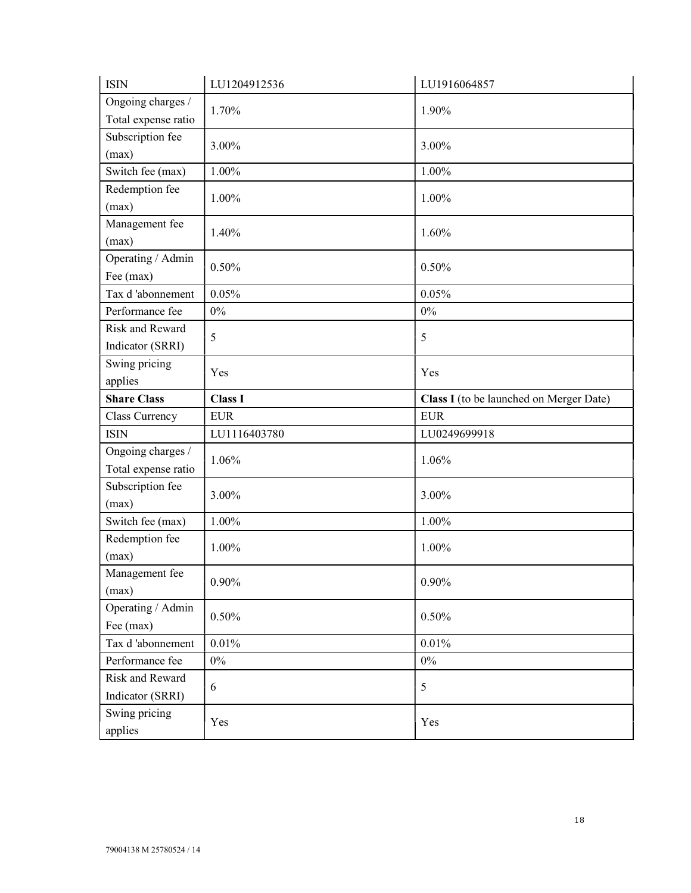| ISIN | LU1204912536 | LU1916064857 |
|---|---|---|
| Ongoing charges / Total expense ratio | 1.70% | 1.90% |
| Subscription fee (max) | 3.00% | 3.00% |
| Switch fee (max) | 1.00% | 1.00% |
| Redemption fee (max) | 1.00% | 1.00% |
| Management fee (max) | 1.40% | 1.60% |
| Operating / Admin Fee (max) | 0.50% | 0.50% |
| Tax d 'abonnement | 0.05% | 0.05% |
| Performance fee | 0% | 0% |
| Risk and Reward Indicator (SRRI) | 5 | 5 |
| Swing pricing applies | Yes | Yes |
| **Share Class** | **Class I** | **Class I** (to be launched on Merger Date) |
| Class Currency | EUR | EUR |
| ISIN | LU1116403780 | LU0249699918 |
| Ongoing charges / Total expense ratio | 1.06% | 1.06% |
| Subscription fee (max) | 3.00% | 3.00% |
| Switch fee (max) | 1.00% | 1.00% |
| Redemption fee (max) | 1.00% | 1.00% |
| Management fee (max) | 0.90% | 0.90% |
| Operating / Admin Fee (max) | 0.50% | 0.50% |
| Tax d 'abonnement | 0.01% | 0.01% |
| Performance fee | 0% | 0% |
| Risk and Reward Indicator (SRRI) | 6 | 5 |
| Swing pricing applies | Yes | Yes |

79004138 M 25780524 / 14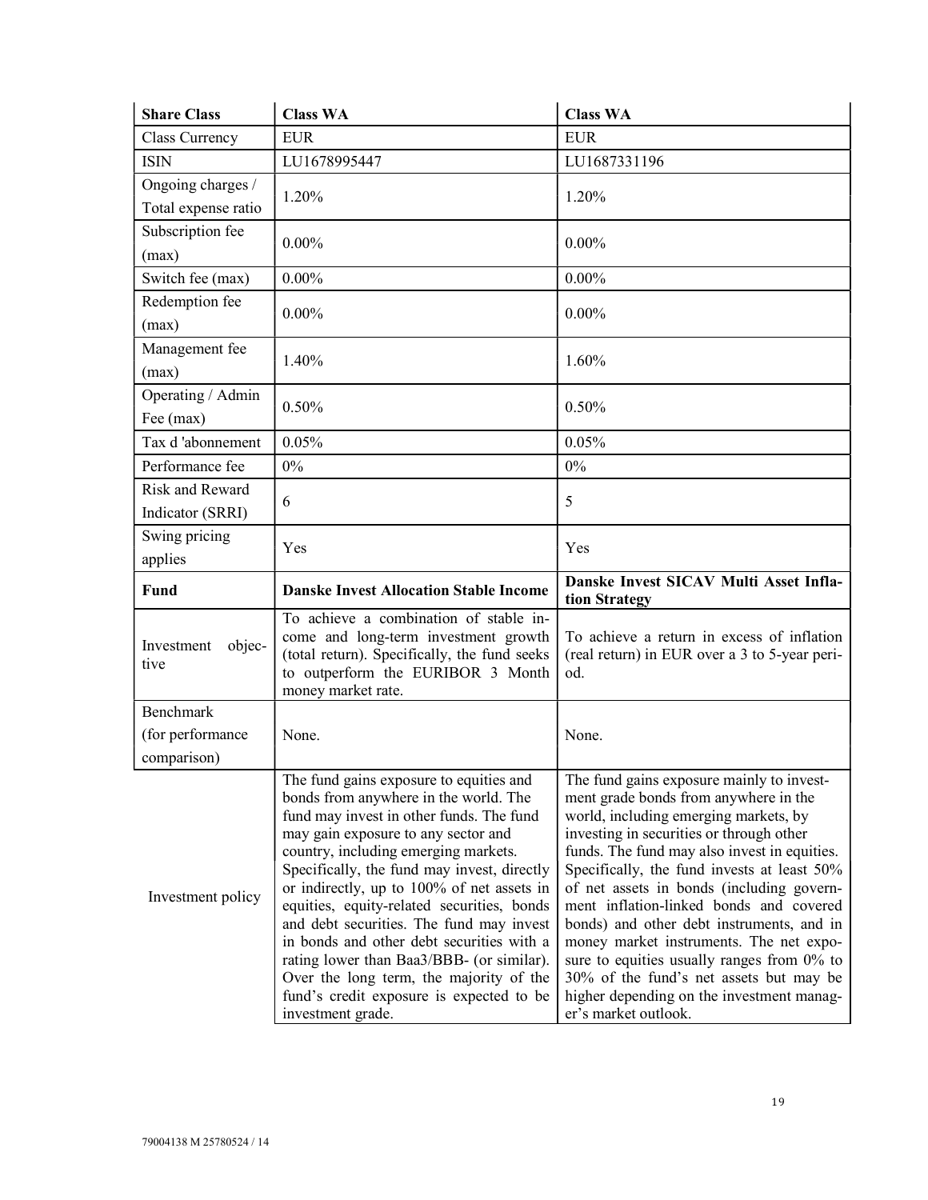| **Share Class** | **Class WA** | **Class WA** |
|---|---|---|
| Class Currency | EUR | EUR |
| ISIN | LU1678995447 | LU1687331196 |
| Ongoing charges / Total expense ratio | 1.20% | 1.20% |
| Subscription fee (max) | 0.00% | 0.00% |
| Switch fee (max) | 0.00% | 0.00% |
| Redemption fee (max) | 0.00% | 0.00% |
| Management fee (max) | 1.40% | 1.60% |
| Operating / Admin Fee (max) | 0.50% | 0.50% |
| Tax d 'abonnement | 0.05% | 0.05% |
| Performance fee | 0% | 0% |
| Risk and Reward Indicator (SRRI) | 6 | 5 |
| Swing pricing applies | Yes | Yes |
| **Fund** | **Danske Invest Allocation Stable Income** | **Danske Invest SICAV Multi Asset Inflation Strategy** |
| Investment objective | To achieve a combination of stable income and long-term investment growth (total return). Specifically, the fund seeks to outperform the EURIBOR 3 Month money market rate. | To achieve a return in excess of inflation (real return) in EUR over a 3 to 5-year period. |
| Benchmark (for performance comparison) | None. | None. |
| Investment policy | The fund gains exposure to equities and bonds from anywhere in the world. The fund may invest in other funds. The fund may gain exposure to any sector and country, including emerging markets. Specifically, the fund may invest, directly or indirectly, up to 100% of net assets in equities, equity-related securities, bonds and debt securities. The fund may invest in bonds and other debt securities with a rating lower than Baa3/BBB- (or similar). Over the long term, the majority of the fund's credit exposure is expected to be investment grade. | The fund gains exposure mainly to investment grade bonds from anywhere in the world, including emerging markets, by investing in securities or through other funds. The fund may also invest in equities. Specifically, the fund invests at least 50% of net assets in bonds (including government inflation-linked bonds and covered bonds) and other debt instruments, and in money market instruments. The net exposure to equities usually ranges from 0% to 30% of the fund's net assets but may be higher depending on the investment manager's market outlook. |

79004138 M 25780524 / 14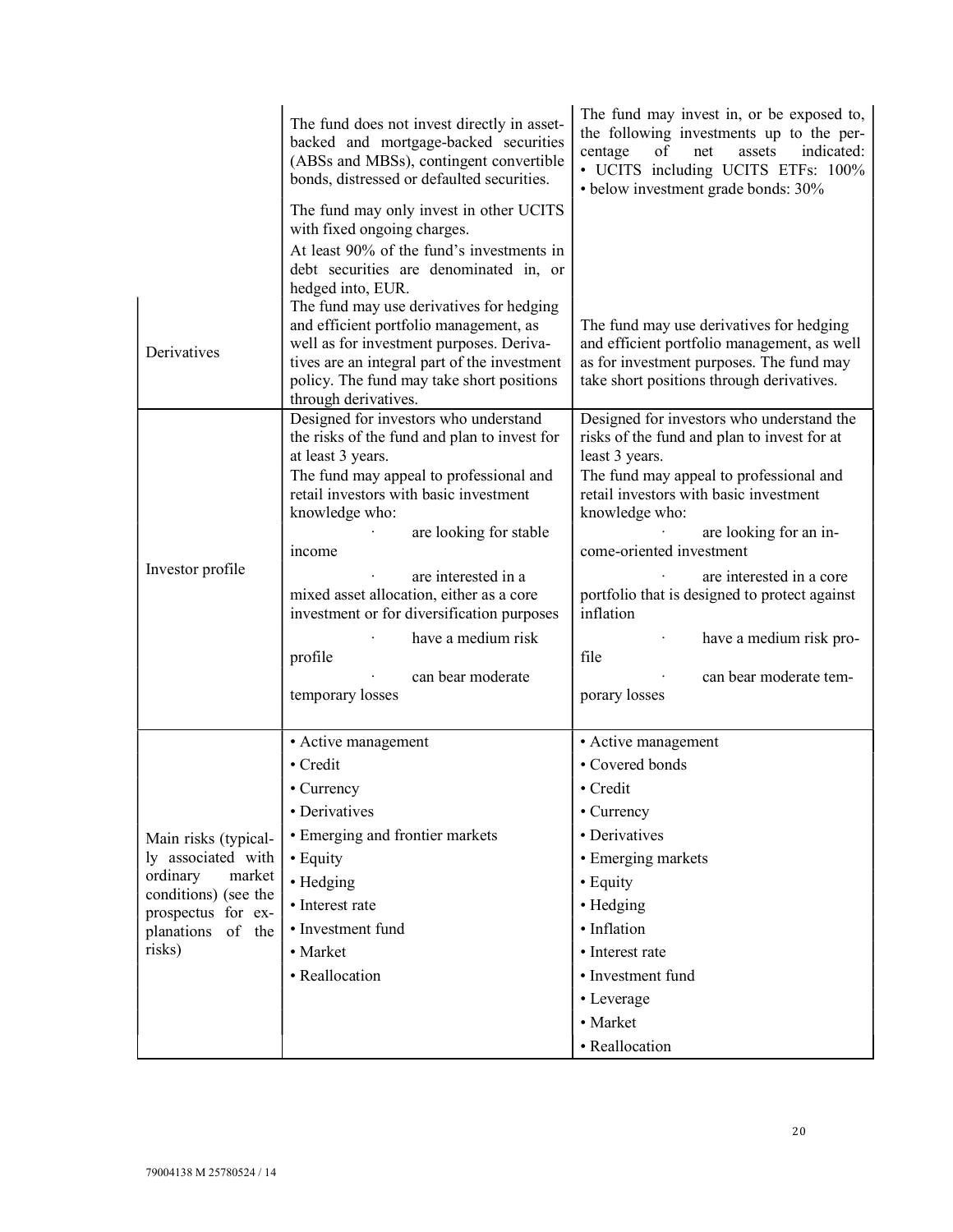| | | |
|---|---|---|
| | The fund does not invest directly in asset-backed and mortgage-backed securities (ABSs and MBSs), contingent convertible bonds, distressed or defaulted securities.<br><br>The fund may only invest in other UCITS with fixed ongoing charges.<br>At least 90% of the fund's investments in debt securities are denominated in, or hedged into, EUR. | The fund may invest in, or be exposed to, the following investments up to the percentage of net assets indicated:<br>• UCITS including UCITS ETFs: 100%<br>• below investment grade bonds: 30% |
| Derivatives | The fund may use derivatives for hedging and efficient portfolio management, as well as for investment purposes. Derivatives are an integral part of the investment policy. The fund may take short positions through derivatives. | The fund may use derivatives for hedging and efficient portfolio management, as well as for investment purposes. The fund may take short positions through derivatives. |
| Investor profile | Designed for investors who understand the risks of the fund and plan to invest for at least 3 years.<br>The fund may appeal to professional and retail investors with basic investment knowledge who:<br>· are looking for stable income<br>· are interested in a mixed asset allocation, either as a core investment or for diversification purposes<br>· have a medium risk profile<br>· can bear moderate temporary losses | Designed for investors who understand the risks of the fund and plan to invest for at least 3 years.<br>The fund may appeal to professional and retail investors with basic investment knowledge who:<br>· are looking for an income-oriented investment<br>· are interested in a core portfolio that is designed to protect against inflation<br>· have a medium risk profile<br>· can bear moderate temporary losses |
| Main risks (typically associated with ordinary market conditions) (see the prospectus for explanations of the risks) | • Active management<br>• Credit<br>• Currency<br>• Derivatives<br>• Emerging and frontier markets<br>• Equity<br>• Hedging<br>• Interest rate<br>• Investment fund<br>• Market<br>• Reallocation | • Active management<br>• Covered bonds<br>• Credit<br>• Currency<br>• Derivatives<br>• Emerging markets<br>• Equity<br>• Hedging<br>• Inflation<br>• Interest rate<br>• Investment fund<br>• Leverage<br>• Market<br>• Reallocation |

79004138 M 25780524 / 14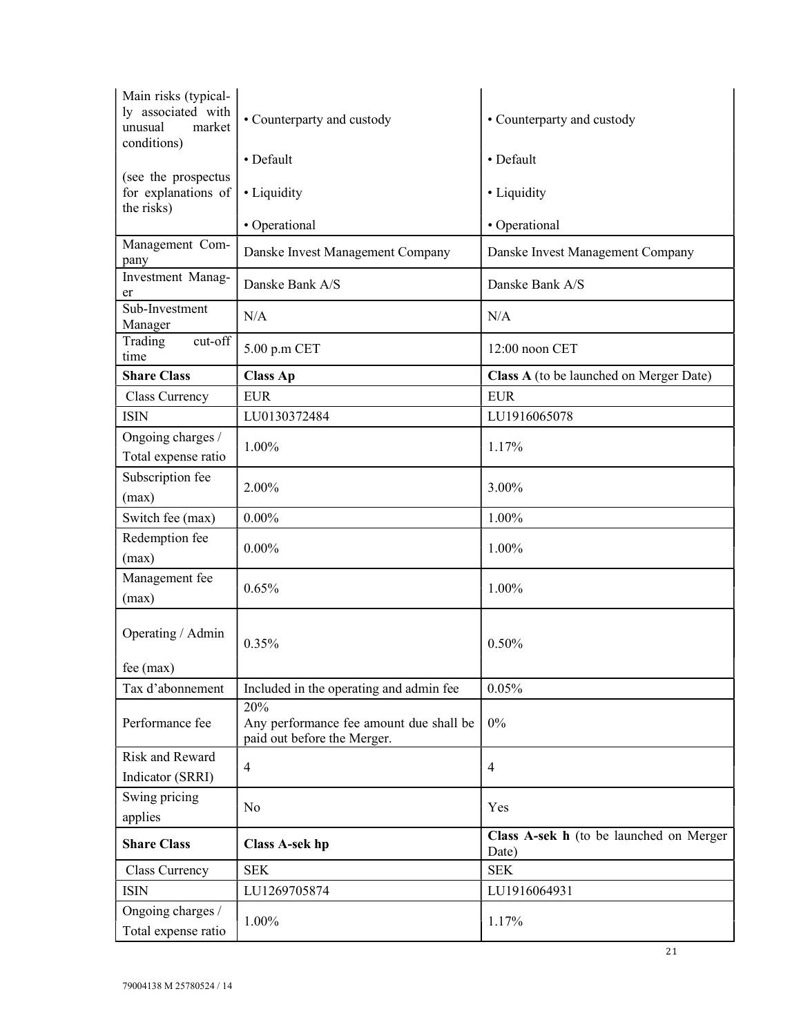| Main risks (typically associated with unusual market conditions) (see the prospectus for explanations of the risks) | • Counterparty and custody<br>• Default<br>• Liquidity<br>• Operational | • Counterparty and custody<br>• Default<br>• Liquidity<br>• Operational |
|---|---|---|
| Management Company | Danske Invest Management Company | Danske Invest Management Company |
| Investment Manager | Danske Bank A/S | Danske Bank A/S |
| Sub-Investment Manager | N/A | N/A |
| Trading cut-off time | 5.00 p.m CET | 12:00 noon CET |
| **Share Class** | **Class Ap** | **Class A** (to be launched on Merger Date) |
| Class Currency | EUR | EUR |
| ISIN | LU0130372484 | LU1916065078 |
| Ongoing charges / Total expense ratio | 1.00% | 1.17% |
| Subscription fee (max) | 2.00% | 3.00% |
| Switch fee (max) | 0.00% | 1.00% |
| Redemption fee (max) | 0.00% | 1.00% |
| Management fee (max) | 0.65% | 1.00% |
| Operating / Admin fee (max) | 0.35% | 0.50% |
| Tax d'abonnement | Included in the operating and admin fee | 0.05% |
| Performance fee | 20%<br>Any performance fee amount due shall be paid out before the Merger. | 0% |
| Risk and Reward Indicator (SRRI) | 4 | 4 |
| Swing pricing applies | No | Yes |
| **Share Class** | **Class A-sek hp** | **Class A-sek h** (to be launched on Merger Date) |
| Class Currency | SEK | SEK |
| ISIN | LU1269705874 | LU1916064931 |
| Ongoing charges / Total expense ratio | 1.00% | 1.17% |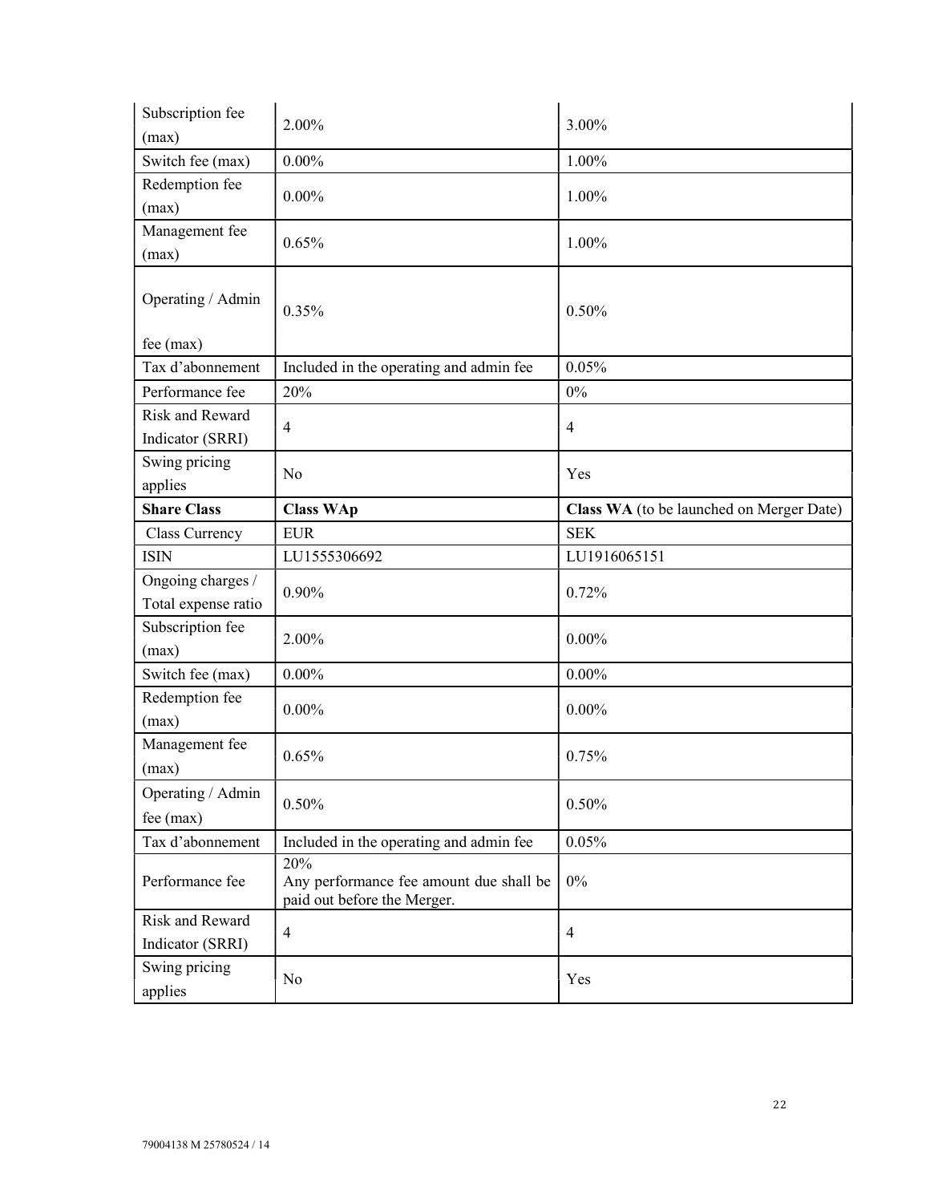| | | |
|---|---|---|
| Subscription fee (max) | 2.00% | 3.00% |
| Switch fee (max) | 0.00% | 1.00% |
| Redemption fee (max) | 0.00% | 1.00% |
| Management fee (max) | 0.65% | 1.00% |
| Operating / Admin fee (max) | 0.35% | 0.50% |
| Tax d'abonnement | Included in the operating and admin fee | 0.05% |
| Performance fee | 20% | 0% |
| Risk and Reward Indicator (SRRI) | 4 | 4 |
| Swing pricing applies | No | Yes |
| **Share Class** | **Class WAp** | **Class WA** (to be launched on Merger Date) |
| Class Currency | EUR | SEK |
| ISIN | LU1555306692 | LU1916065151 |
| Ongoing charges / Total expense ratio | 0.90% | 0.72% |
| Subscription fee (max) | 2.00% | 0.00% |
| Switch fee (max) | 0.00% | 0.00% |
| Redemption fee (max) | 0.00% | 0.00% |
| Management fee (max) | 0.65% | 0.75% |
| Operating / Admin fee (max) | 0.50% | 0.50% |
| Tax d'abonnement | Included in the operating and admin fee | 0.05% |
| Performance fee | 20% Any performance fee amount due shall be paid out before the Merger. | 0% |
| Risk and Reward Indicator (SRRI) | 4 | 4 |
| Swing pricing applies | No | Yes |

79004138 M 25780524 / 14